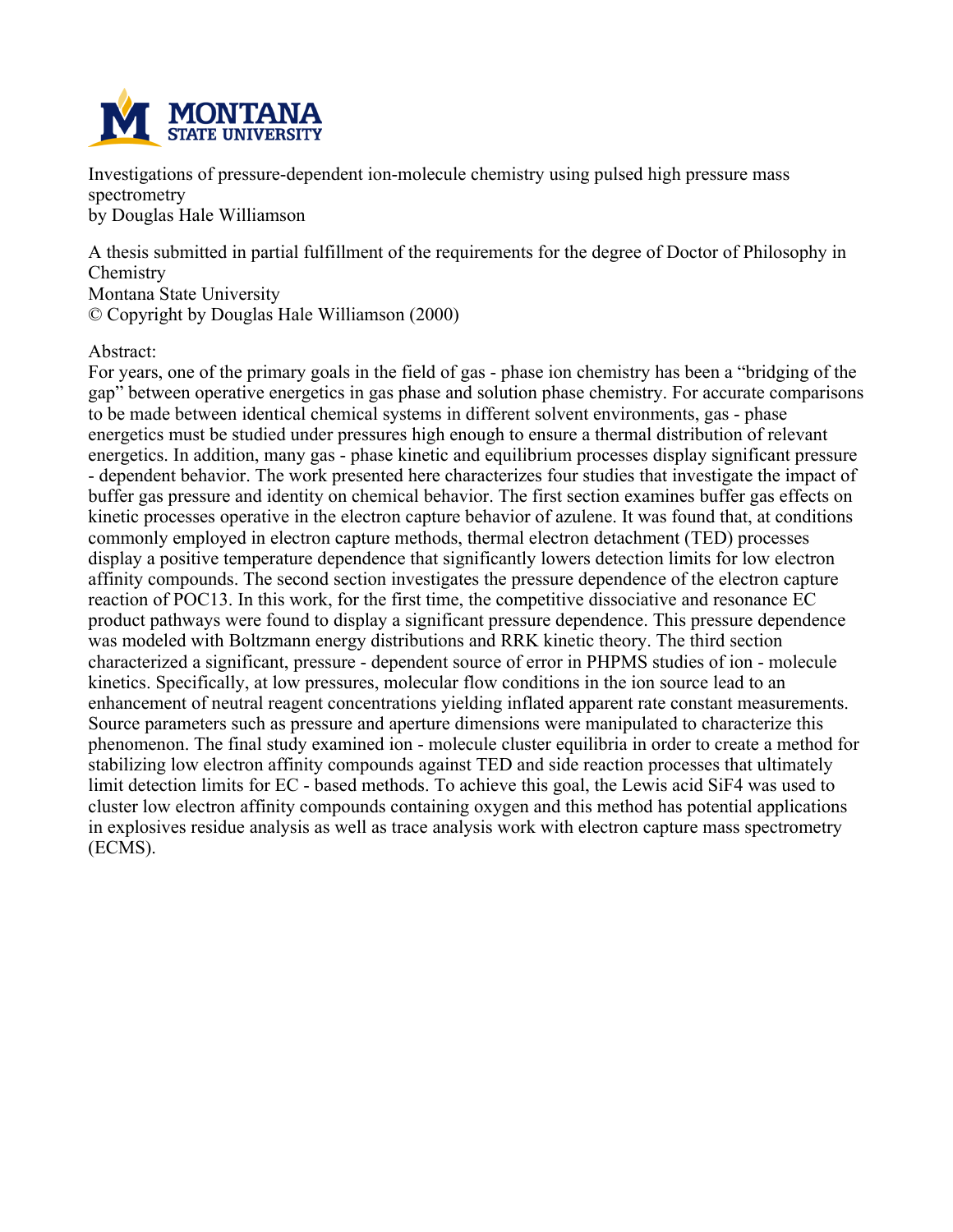Investigations of pressure-dependent ion-molecule chemistry using pulsed high pressure mass spectrometry
by Douglas Hale Williamson

A thesis submitted in partial fulfillment of the requirements for the degree of Doctor of Philosophy in Chemistry
Montana State University
© Copyright by Douglas Hale Williamson (2000)

Abstract:
For years, one of the primary goals in the field of gas - phase ion chemistry has been a "bridging of the gap" between operative energetics in gas phase and solution phase chemistry. For accurate comparisons to be made between identical chemical systems in different solvent environments, gas - phase energetics must be studied under pressures high enough to ensure a thermal distribution of relevant energetics. In addition, many gas - phase kinetic and equilibrium processes display significant pressure - dependent behavior. The work presented here characterizes four studies that investigate the impact of buffer gas pressure and identity on chemical behavior. The first section examines buffer gas effects on kinetic processes operative in the electron capture behavior of azulene. It was found that, at conditions commonly employed in electron capture methods, thermal electron detachment (TED) processes display a positive temperature dependence that significantly lowers detection limits for low electron affinity compounds. The second section investigates the pressure dependence of the electron capture reaction of $POCl_3$. In this work, for the first time, the competitive dissociative and resonance EC product pathways were found to display a significant pressure dependence. This pressure dependence was modeled with Boltzmann energy distributions and RRK kinetic theory. The third section characterized a significant, pressure - dependent source of error in PHPMS studies of ion - molecule kinetics. Specifically, at low pressures, molecular flow conditions in the ion source lead to an enhancement of neutral reagent concentrations yielding inflated apparent rate constant measurements. Source parameters such as pressure and aperture dimensions were manipulated to characterize this phenomenon. The final study examined ion - molecule cluster equilibria in order to create a method for stabilizing low electron affinity compounds against TED and side reaction processes that ultimately limit detection limits for EC - based methods. To achieve this goal, the Lewis acid $SiF_4$ was used to cluster low electron affinity compounds containing oxygen and this method has potential applications in explosives residue analysis as well as trace analysis work with electron capture mass spectrometry (ECMS).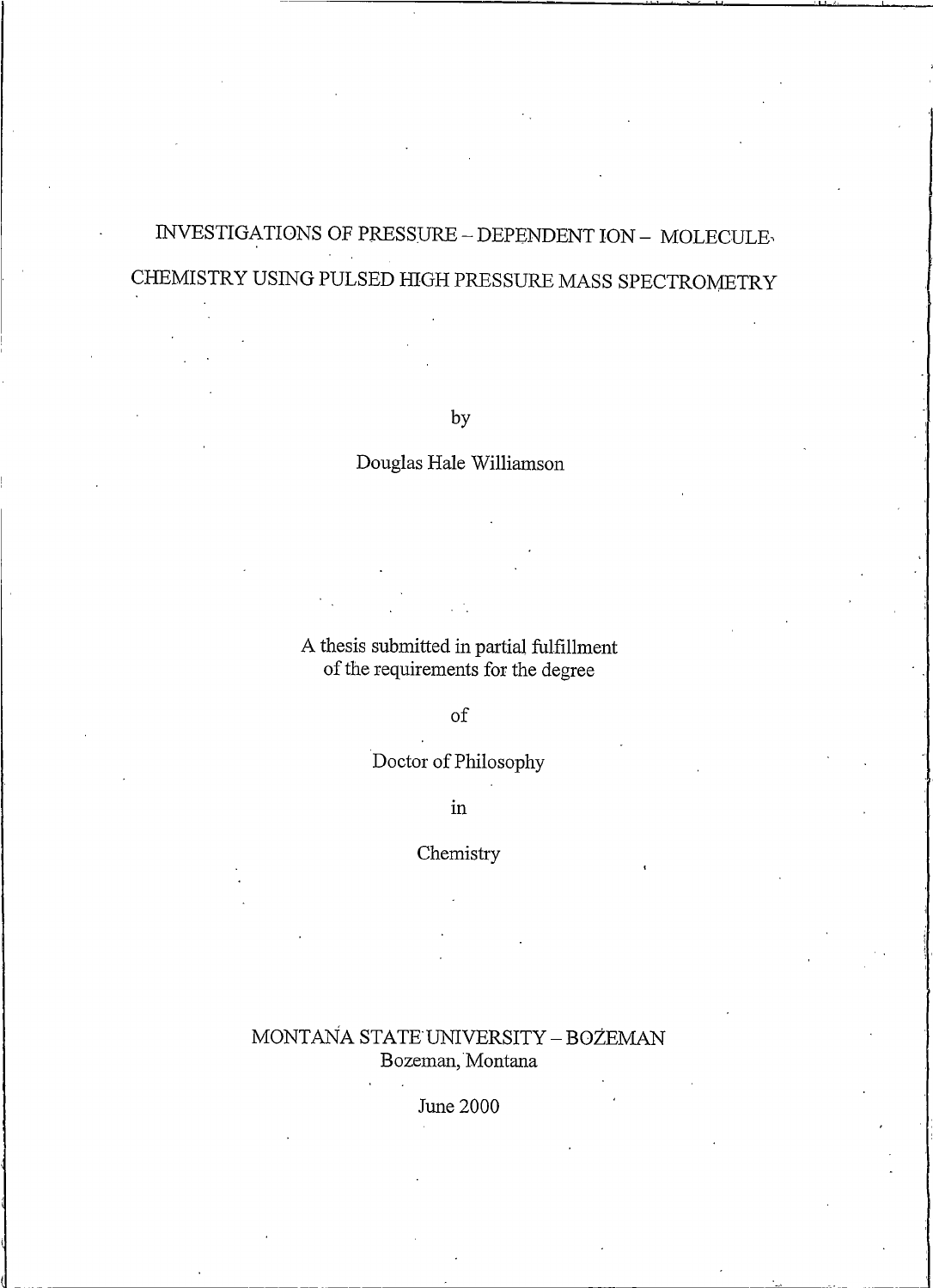# INVESTIGATIONS OF PRESSURE – DEPENDENT ION – MOLECULE CHEMISTRY USING PULSED HIGH PRESSURE MASS SPECTROMETRY

by

Douglas Hale Williamson

A thesis submitted in partial fulfillment
of the requirements for the degree

of

Doctor of Philosophy

in

Chemistry

MONTANA STATE UNIVERSITY – BOZEMAN
Bozeman, Montana

June 2000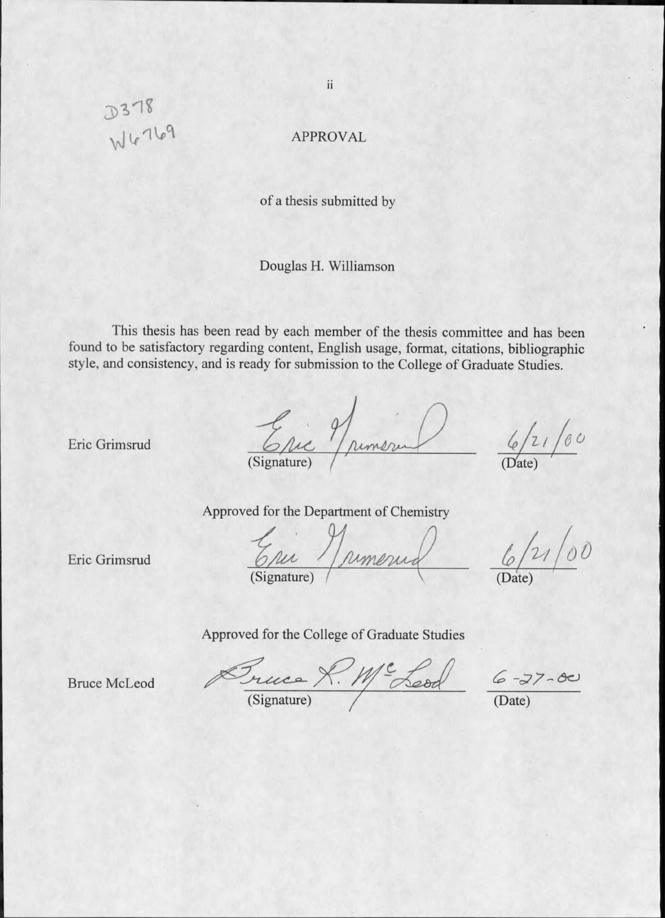D378
W6769

# APPROVAL

of a thesis submitted by

Douglas H. Williamson

This thesis has been read by each member of the thesis committee and has been found to be satisfactory regarding content, English usage, format, citations, bibliographic style, and consistency, and is ready for submission to the College of Graduate Studies.

Eric Grimsrud — Eric Grimsrud (Signature) — 6/21/00 (Date)

Approved for the Department of Chemistry

Eric Grimsrud — Eric Grimsrud (Signature) — 6/21/00 (Date)

Approved for the College of Graduate Studies

Bruce McLeod — Bruce R. McLeod (Signature) — 6-27-00 (Date)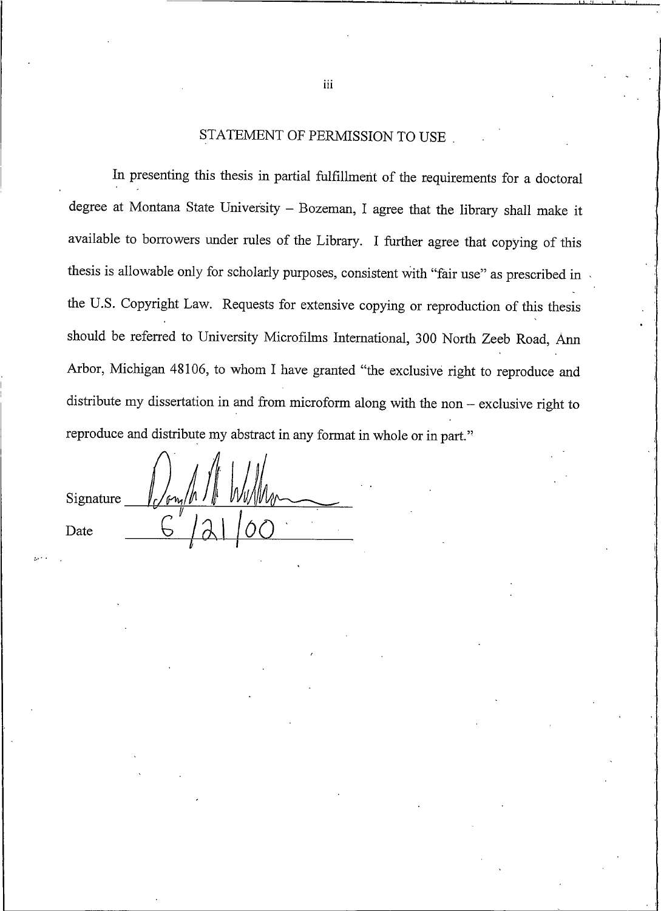## STATEMENT OF PERMISSION TO USE

In presenting this thesis in partial fulfillment of the requirements for a doctoral degree at Montana State University – Bozeman, I agree that the library shall make it available to borrowers under rules of the Library. I further agree that copying of this thesis is allowable only for scholarly purposes, consistent with "fair use" as prescribed in the U.S. Copyright Law. Requests for extensive copying or reproduction of this thesis should be referred to University Microfilms International, 300 North Zeeb Road, Ann Arbor, Michigan 48106, to whom I have granted "the exclusive right to reproduce and distribute my dissertation in and from microform along with the non – exclusive right to reproduce and distribute my abstract in any format in whole or in part."

Signature ____________________

Date 6/21/00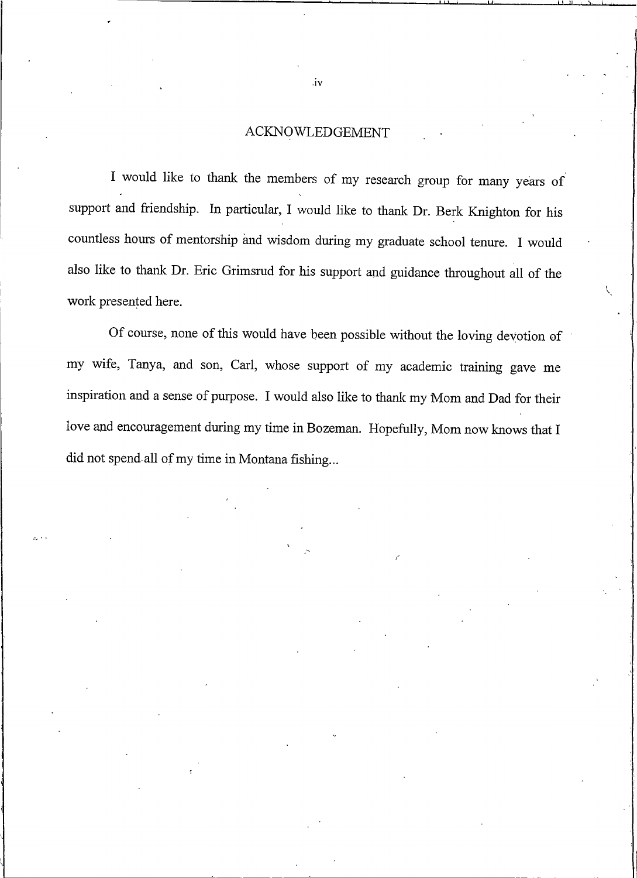## ACKNOWLEDGEMENT

I would like to thank the members of my research group for many years of support and friendship. In particular, I would like to thank Dr. Berk Knighton for his countless hours of mentorship and wisdom during my graduate school tenure. I would also like to thank Dr. Eric Grimsrud for his support and guidance throughout all of the work presented here.

Of course, none of this would have been possible without the loving devotion of my wife, Tanya, and son, Carl, whose support of my academic training gave me inspiration and a sense of purpose. I would also like to thank my Mom and Dad for their love and encouragement during my time in Bozeman. Hopefully, Mom now knows that I did not spend all of my time in Montana fishing...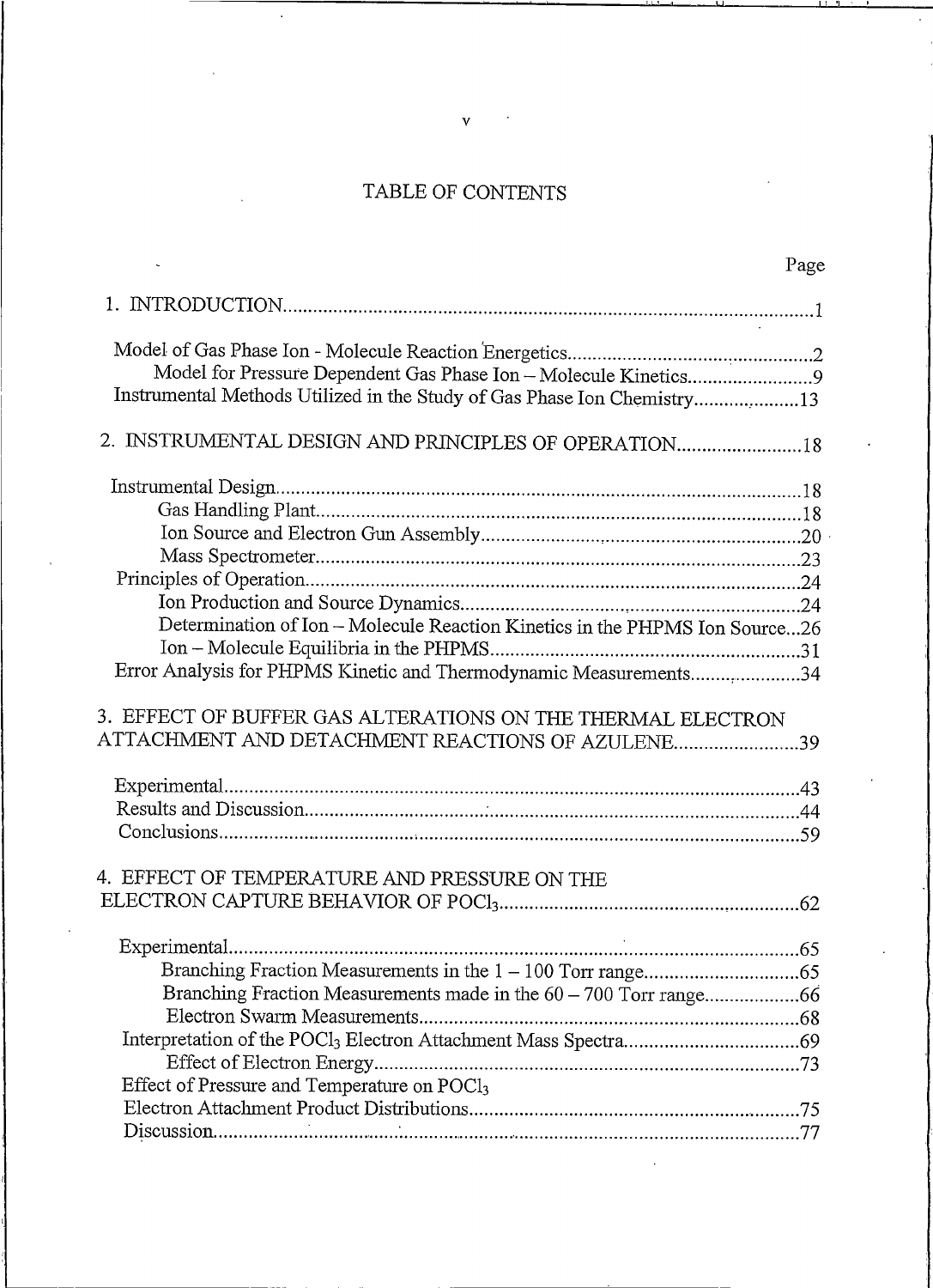# TABLE OF CONTENTS

| | Page |
|---|---|
| 1. INTRODUCTION | 1 |
| Model of Gas Phase Ion - Molecule Reaction Energetics | 2 |
| Model for Pressure Dependent Gas Phase Ion – Molecule Kinetics | 9 |
| Instrumental Methods Utilized in the Study of Gas Phase Ion Chemistry | 13 |
| 2. INSTRUMENTAL DESIGN AND PRINCIPLES OF OPERATION | 18 |
| Instrumental Design | 18 |
| Gas Handling Plant | 18 |
| Ion Source and Electron Gun Assembly | 20 |
| Mass Spectrometer | 23 |
| Principles of Operation | 24 |
| Ion Production and Source Dynamics | 24 |
| Determination of Ion – Molecule Reaction Kinetics in the PHPMS Ion Source | 26 |
| Ion – Molecule Equilibria in the PHPMS | 31 |
| Error Analysis for PHPMS Kinetic and Thermodynamic Measurements | 34 |
| 3. EFFECT OF BUFFER GAS ALTERATIONS ON THE THERMAL ELECTRON ATTACHMENT AND DETACHMENT REACTIONS OF AZULENE | 39 |
| Experimental | 43 |
| Results and Discussion | 44 |
| Conclusions | 59 |
| 4. EFFECT OF TEMPERATURE AND PRESSURE ON THE ELECTRON CAPTURE BEHAVIOR OF $POCl_3$ | 62 |
| Experimental | 65 |
| Branching Fraction Measurements in the 1 – 100 Torr range | 65 |
| Branching Fraction Measurements made in the 60 – 700 Torr range | 66 |
| Electron Swarm Measurements | 68 |
| Interpretation of the $POCl_3$ Electron Attachment Mass Spectra | 69 |
| Effect of Electron Energy | 73 |
| Effect of Pressure and Temperature on $POCl_3$ Electron Attachment Product Distributions | 75 |
| Discussion | 77 |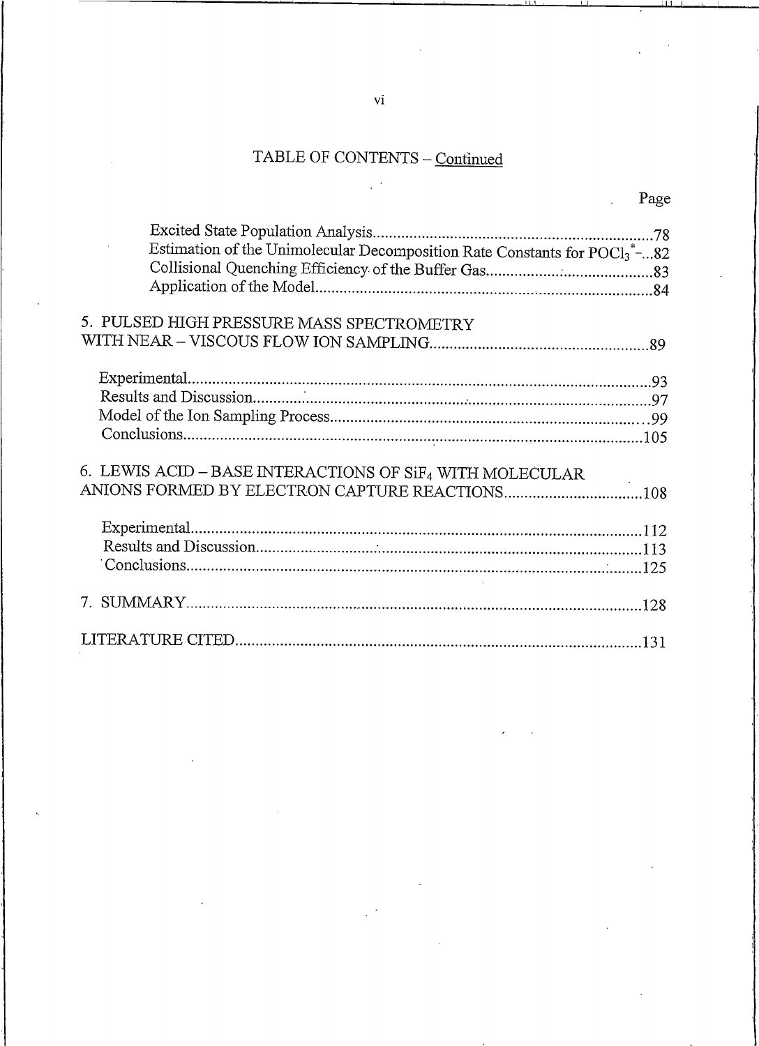## TABLE OF CONTENTS – Continued

Page

- Excited State Population Analysis....................78
- Estimation of the Unimolecular Decomposition Rate Constants for $POCl_3^{*-}$...82
- Collisional Quenching Efficiency of the Buffer Gas....................83
- Application of the Model....................84

5. PULSED HIGH PRESSURE MASS SPECTROMETRY WITH NEAR – VISCOUS FLOW ION SAMPLING....................89

- Experimental....................93
- Results and Discussion....................97
- Model of the Ion Sampling Process....................99
- Conclusions....................105

6. LEWIS ACID – BASE INTERACTIONS OF $SiF_4$ WITH MOLECULAR ANIONS FORMED BY ELECTRON CAPTURE REACTIONS....................108

- Experimental....................112
- Results and Discussion....................113
- Conclusions....................125

7. SUMMARY....................128

LITERATURE CITED....................131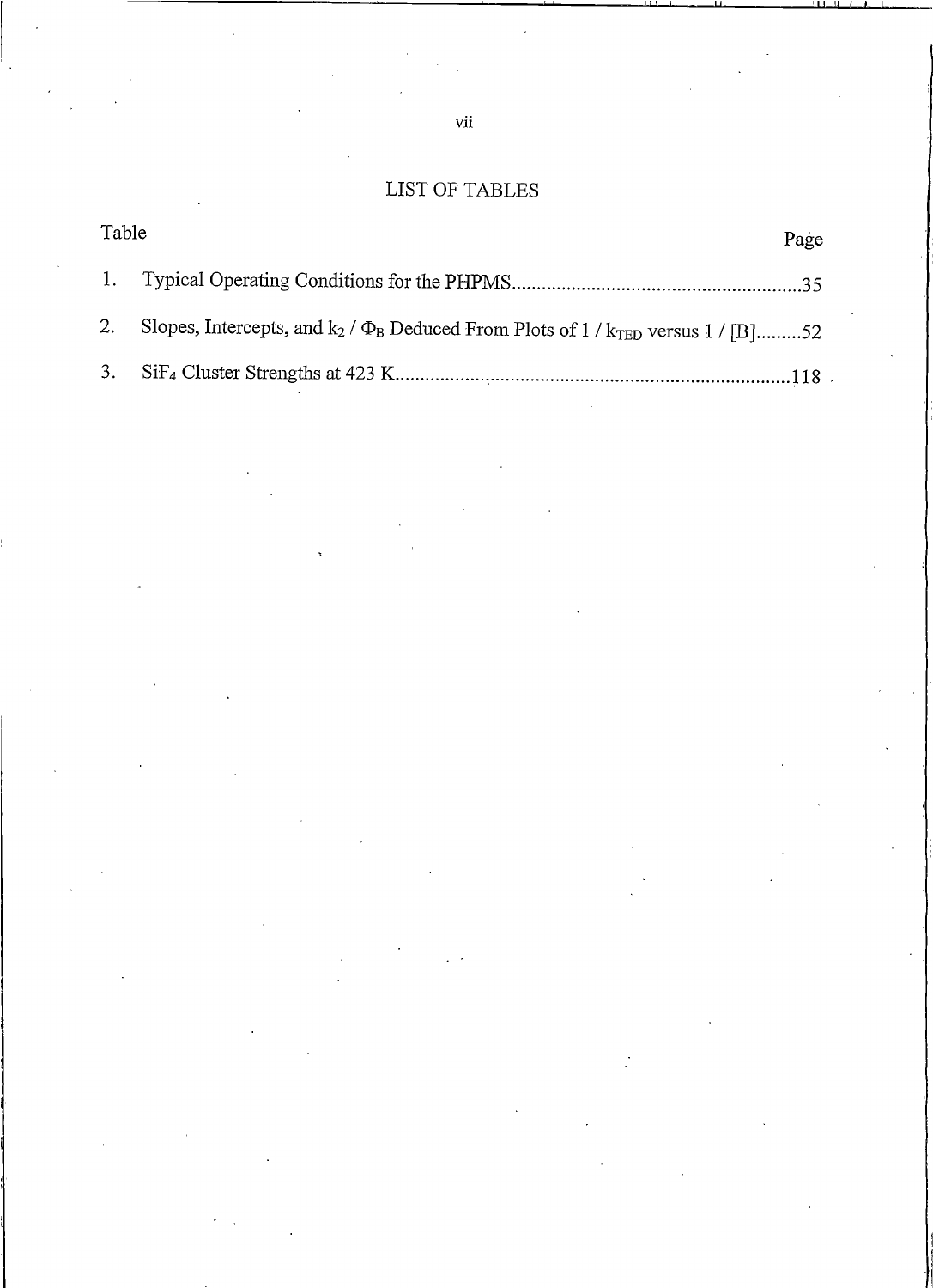# LIST OF TABLES

| Table | | Page |
|---|---|---|
| 1. | Typical Operating Conditions for the PHPMS | 35 |
| 2. | Slopes, Intercepts, and $k_2 / \Phi_B$ Deduced From Plots of $1 / k_{TED}$ versus $1 / [B]$ | 52 |
| 3. | $SiF_4$ Cluster Strengths at 423 K | 118 |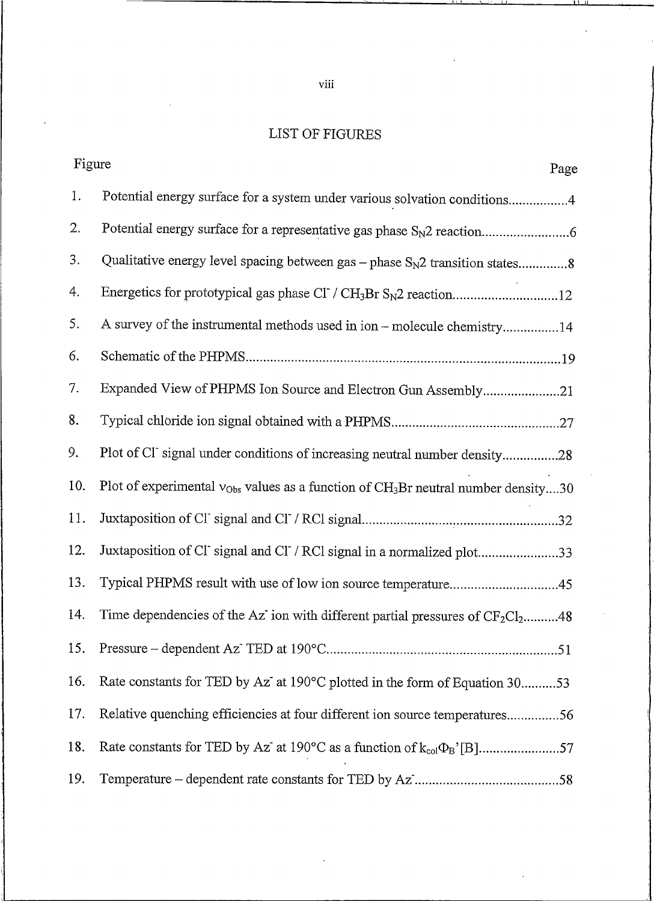# LIST OF FIGURES

| Figure | | Page |
|---|---|---|
| 1. | Potential energy surface for a system under various solvation conditions | 4 |
| 2. | Potential energy surface for a representative gas phase $S_N2$ reaction | 6 |
| 3. | Qualitative energy level spacing between gas – phase $S_N2$ transition states | 8 |
| 4. | Energetics for prototypical gas phase $Cl^-$ / $CH_3Br$ $S_N2$ reaction | 12 |
| 5. | A survey of the instrumental methods used in ion – molecule chemistry | 14 |
| 6. | Schematic of the PHPMS | 19 |
| 7. | Expanded View of PHPMS Ion Source and Electron Gun Assembly | 21 |
| 8. | Typical chloride ion signal obtained with a PHPMS | 27 |
| 9. | Plot of $Cl^-$ signal under conditions of increasing neutral number density | 28 |
| 10. | Plot of experimental $\nu_{Obs}$ values as a function of $CH_3Br$ neutral number density | 30 |
| 11. | Juxtaposition of $Cl^-$ signal and $Cl^-$ / RCl signal | 32 |
| 12. | Juxtaposition of $Cl^-$ signal and $Cl^-$ / RCl signal in a normalized plot | 33 |
| 13. | Typical PHPMS result with use of low ion source temperature | 45 |
| 14. | Time dependencies of the $Az^-$ ion with different partial pressures of $CF_2Cl_2$ | 48 |
| 15. | Pressure – dependent $Az^-$ TED at 190°C | 51 |
| 16. | Rate constants for TED by $Az^-$ at 190°C plotted in the form of Equation 30 | 53 |
| 17. | Relative quenching efficiencies at four different ion source temperatures | 56 |
| 18. | Rate constants for TED by $Az^-$ at 190°C as a function of $k_{col}\Phi_B'[B]$ | 57 |
| 19. | Temperature – dependent rate constants for TED by $Az^-$ | 58 |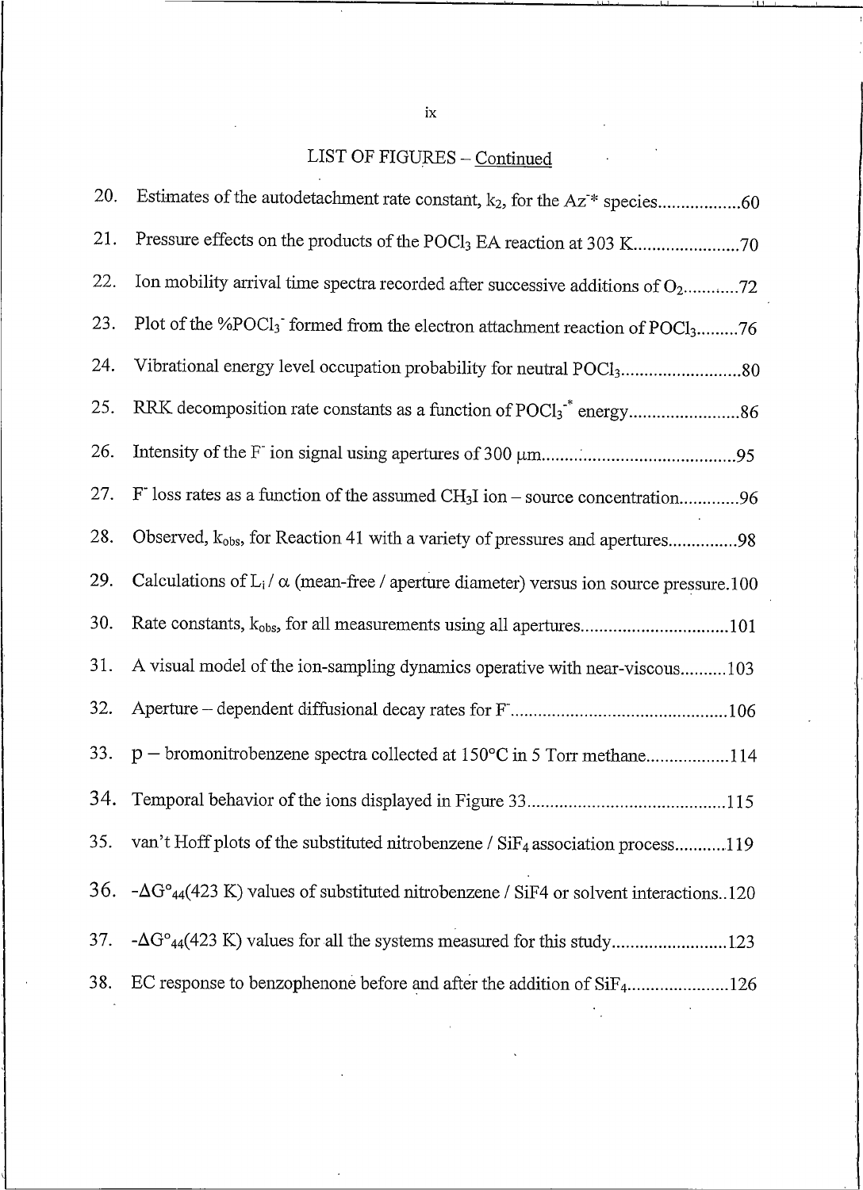## LIST OF FIGURES – Continued

20. Estimates of the autodetachment rate constant, $k_2$, for the $Az^{-*}$ species..................60
21. Pressure effects on the products of the $POCl_3$ EA reaction at 303 K.......................70
22. Ion mobility arrival time spectra recorded after successive additions of $O_2$...........72
23. Plot of the %$POCl_3^-$ formed from the electron attachment reaction of $POCl_3$.........76
24. Vibrational energy level occupation probability for neutral $POCl_3$..........................80
25. RRK decomposition rate constants as a function of $POCl_3^{-*}$ energy........................86
26. Intensity of the $F^-$ ion signal using apertures of 300 μm..........................................95
27. $F^-$ loss rates as a function of the assumed $CH_3I$ ion – source concentration.............96
28. Observed, $k_{obs}$, for Reaction 41 with a variety of pressures and apertures...............98
29. Calculations of $L_i / \alpha$ (mean-free / aperture diameter) versus ion source pressure.100
30. Rate constants, $k_{obs}$, for all measurements using all apertures................................101
31. A visual model of the ion-sampling dynamics operative with near-viscous..........103
32. Aperture – dependent diffusional decay rates for $F^-$...............................................106
33. p – bromonitrobenzene spectra collected at 150°C in 5 Torr methane..................114
34. Temporal behavior of the ions displayed in Figure 33...........................................115
35. van't Hoff plots of the substituted nitrobenzene / $SiF_4$ association process...........119
36. $-\Delta G^{\circ}_{44}(423\ K)$ values of substituted nitrobenzene / SiF4 or solvent interactions..120
37. $-\Delta G^{\circ}_{44}(423\ K)$ values for all the systems measured for this study.........................123
38. EC response to benzophenone before and after the addition of $SiF_4$......................126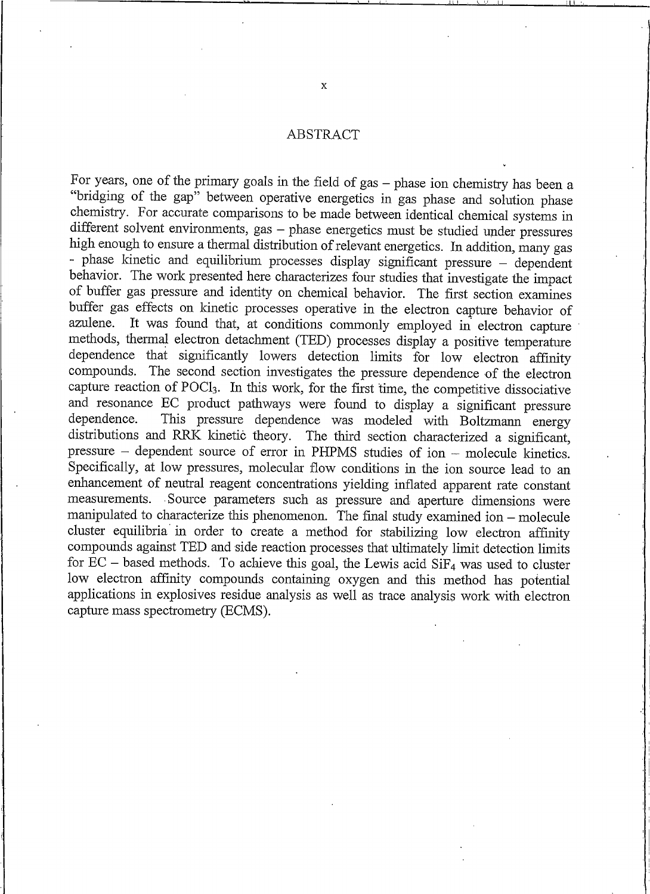## ABSTRACT

For years, one of the primary goals in the field of gas – phase ion chemistry has been a "bridging of the gap" between operative energetics in gas phase and solution phase chemistry. For accurate comparisons to be made between identical chemical systems in different solvent environments, gas – phase energetics must be studied under pressures high enough to ensure a thermal distribution of relevant energetics. In addition, many gas - phase kinetic and equilibrium processes display significant pressure – dependent behavior. The work presented here characterizes four studies that investigate the impact of buffer gas pressure and identity on chemical behavior. The first section examines buffer gas effects on kinetic processes operative in the electron capture behavior of azulene. It was found that, at conditions commonly employed in electron capture methods, thermal electron detachment (TED) processes display a positive temperature dependence that significantly lowers detection limits for low electron affinity compounds. The second section investigates the pressure dependence of the electron capture reaction of $POCl_3$. In this work, for the first time, the competitive dissociative and resonance EC product pathways were found to display a significant pressure dependence. This pressure dependence was modeled with Boltzmann energy distributions and RRK kinetic theory. The third section characterized a significant, pressure – dependent source of error in PHPMS studies of ion – molecule kinetics. Specifically, at low pressures, molecular flow conditions in the ion source lead to an enhancement of neutral reagent concentrations yielding inflated apparent rate constant measurements. Source parameters such as pressure and aperture dimensions were manipulated to characterize this phenomenon. The final study examined ion – molecule cluster equilibria in order to create a method for stabilizing low electron affinity compounds against TED and side reaction processes that ultimately limit detection limits for EC – based methods. To achieve this goal, the Lewis acid $SiF_4$ was used to cluster low electron affinity compounds containing oxygen and this method has potential applications in explosives residue analysis as well as trace analysis work with electron capture mass spectrometry (ECMS).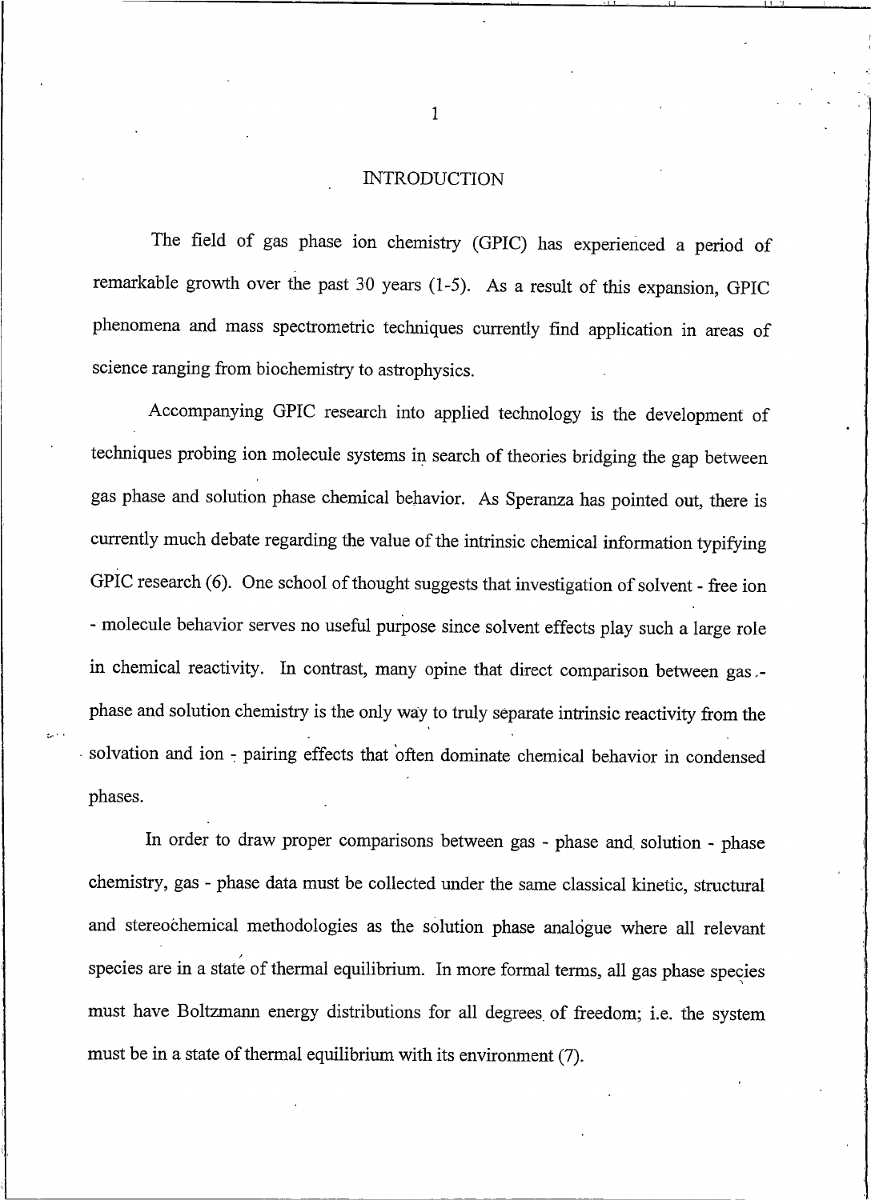# INTRODUCTION

The field of gas phase ion chemistry (GPIC) has experienced a period of remarkable growth over the past 30 years (1-5). As a result of this expansion, GPIC phenomena and mass spectrometric techniques currently find application in areas of science ranging from biochemistry to astrophysics.

Accompanying GPIC research into applied technology is the development of techniques probing ion molecule systems in search of theories bridging the gap between gas phase and solution phase chemical behavior. As Speranza has pointed out, there is currently much debate regarding the value of the intrinsic chemical information typifying GPIC research (6). One school of thought suggests that investigation of solvent - free ion - molecule behavior serves no useful purpose since solvent effects play such a large role in chemical reactivity. In contrast, many opine that direct comparison between gas - phase and solution chemistry is the only way to truly separate intrinsic reactivity from the solvation and ion - pairing effects that often dominate chemical behavior in condensed phases.

In order to draw proper comparisons between gas - phase and solution - phase chemistry, gas - phase data must be collected under the same classical kinetic, structural and stereochemical methodologies as the solution phase analogue where all relevant species are in a state of thermal equilibrium. In more formal terms, all gas phase species must have Boltzmann energy distributions for all degrees of freedom; i.e. the system must be in a state of thermal equilibrium with its environment (7).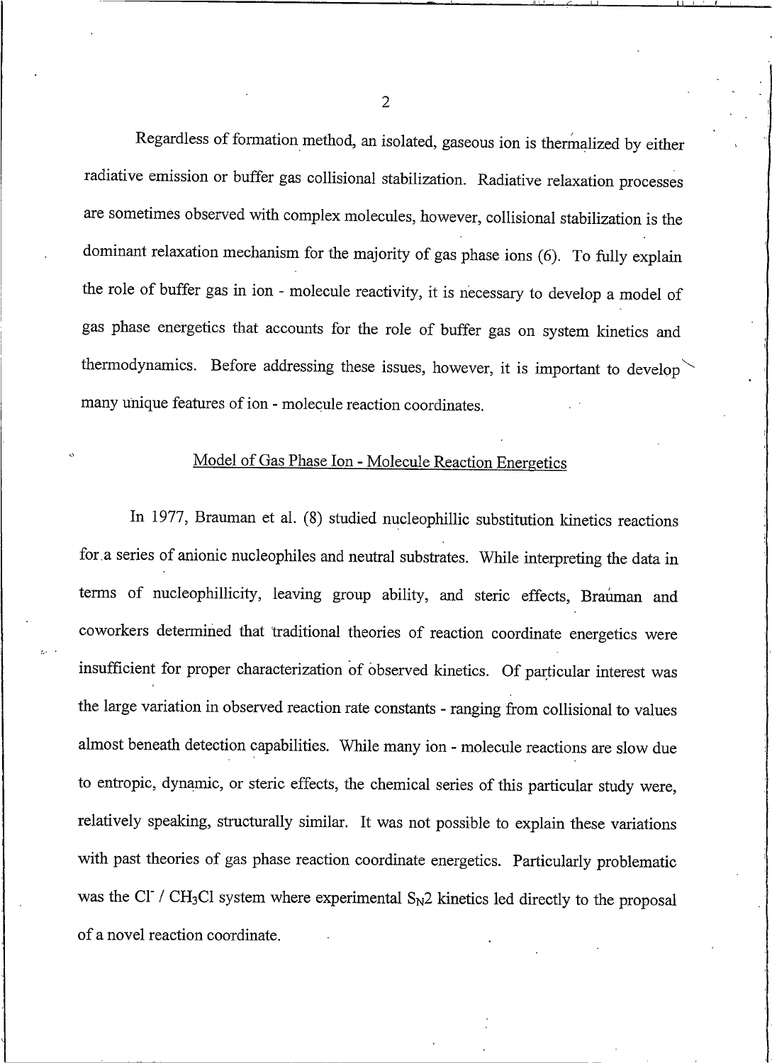Regardless of formation method, an isolated, gaseous ion is thermalized by either radiative emission or buffer gas collisional stabilization. Radiative relaxation processes are sometimes observed with complex molecules, however, collisional stabilization is the dominant relaxation mechanism for the majority of gas phase ions (6). To fully explain the role of buffer gas in ion - molecule reactivity, it is necessary to develop a model of gas phase energetics that accounts for the role of buffer gas on system kinetics and thermodynamics. Before addressing these issues, however, it is important to develop many unique features of ion - molecule reaction coordinates.

## Model of Gas Phase Ion - Molecule Reaction Energetics

In 1977, Brauman et al. (8) studied nucleophillic substitution kinetics reactions for a series of anionic nucleophiles and neutral substrates. While interpreting the data in terms of nucleophillicity, leaving group ability, and steric effects, Brauman and coworkers determined that traditional theories of reaction coordinate energetics were insufficient for proper characterization of observed kinetics. Of particular interest was the large variation in observed reaction rate constants - ranging from collisional to values almost beneath detection capabilities. While many ion - molecule reactions are slow due to entropic, dynamic, or steric effects, the chemical series of this particular study were, relatively speaking, structurally similar. It was not possible to explain these variations with past theories of gas phase reaction coordinate energetics. Particularly problematic was the $Cl^-$ / $CH_3Cl$ system where experimental $S_N2$ kinetics led directly to the proposal of a novel reaction coordinate.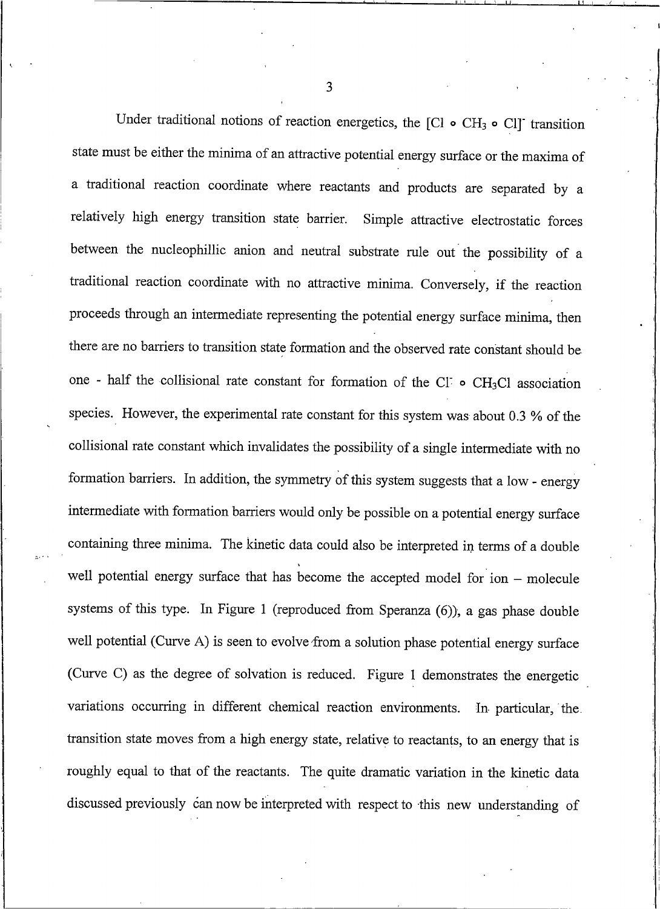Under traditional notions of reaction energetics, the $[Cl \circ CH_3 \circ Cl]^-$ transition state must be either the minima of an attractive potential energy surface or the maxima of a traditional reaction coordinate where reactants and products are separated by a relatively high energy transition state barrier. Simple attractive electrostatic forces between the nucleophillic anion and neutral substrate rule out the possibility of a traditional reaction coordinate with no attractive minima. Conversely, if the reaction proceeds through an intermediate representing the potential energy surface minima, then there are no barriers to transition state formation and the observed rate constant should be one - half the collisional rate constant for formation of the $Cl^- \circ CH_3Cl$ association species. However, the experimental rate constant for this system was about 0.3 % of the collisional rate constant which invalidates the possibility of a single intermediate with no formation barriers. In addition, the symmetry of this system suggests that a low - energy intermediate with formation barriers would only be possible on a potential energy surface containing three minima. The kinetic data could also be interpreted in terms of a double well potential energy surface that has become the accepted model for ion – molecule systems of this type. In Figure 1 (reproduced from Speranza (6)), a gas phase double well potential (Curve A) is seen to evolve from a solution phase potential energy surface (Curve C) as the degree of solvation is reduced. Figure 1 demonstrates the energetic variations occurring in different chemical reaction environments. In particular, the transition state moves from a high energy state, relative to reactants, to an energy that is roughly equal to that of the reactants. The quite dramatic variation in the kinetic data discussed previously can now be interpreted with respect to this new understanding of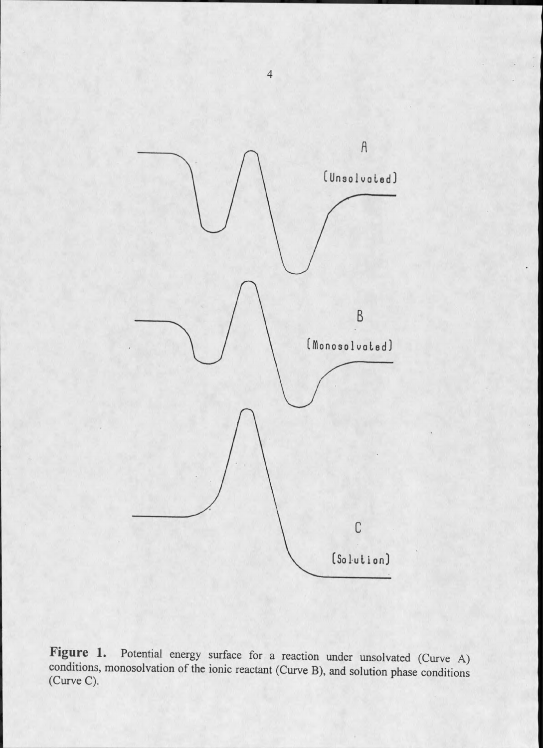A

[Unsolvated]

B

[Monosolvated]

C

[Solution]

**Figure 1.** Potential energy surface for a reaction under unsolvated (Curve A) conditions, monosolvation of the ionic reactant (Curve B), and solution phase conditions (Curve C).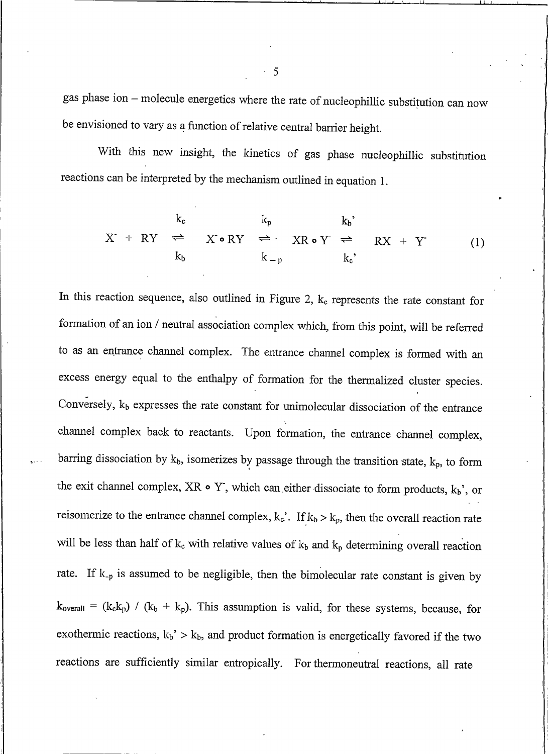gas phase ion – molecule energetics where the rate of nucleophillic substitution can now be envisioned to vary as a function of relative central barrier height.

With this new insight, the kinetics of gas phase nucleophillic substitution reactions can be interpreted by the mechanism outlined in equation 1.

$$X^- + RY \underset{k_b}{\overset{k_c}{\rightleftharpoons}} X^- \circ RY \underset{k_{-p}}{\overset{k_p}{\rightleftharpoons}} XR \circ Y^- \underset{k_c'}{\overset{k_b'}{\rightleftharpoons}} RX + Y^- \qquad (1)$$

In this reaction sequence, also outlined in Figure 2, $k_c$ represents the rate constant for formation of an ion / neutral association complex which, from this point, will be referred to as an entrance channel complex. The entrance channel complex is formed with an excess energy equal to the enthalpy of formation for the thermalized cluster species. Conversely, $k_b$ expresses the rate constant for unimolecular dissociation of the entrance channel complex back to reactants. Upon formation, the entrance channel complex, barring dissociation by $k_b$, isomerizes by passage through the transition state, $k_p$, to form the exit channel complex, $XR \circ Y^-$, which can either dissociate to form products, $k_b'$, or reisomerize to the entrance channel complex, $k_c'$. If $k_b > k_p$, then the overall reaction rate will be less than half of $k_c$ with relative values of $k_b$ and $k_p$ determining overall reaction rate. If $k_{-p}$ is assumed to be negligible, then the bimolecular rate constant is given by $k_{overall} = (k_c k_p) / (k_b + k_p)$. This assumption is valid, for these systems, because, for exothermic reactions, $k_b' > k_b$, and product formation is energetically favored if the two reactions are sufficiently similar entropically. For thermoneutral reactions, all rate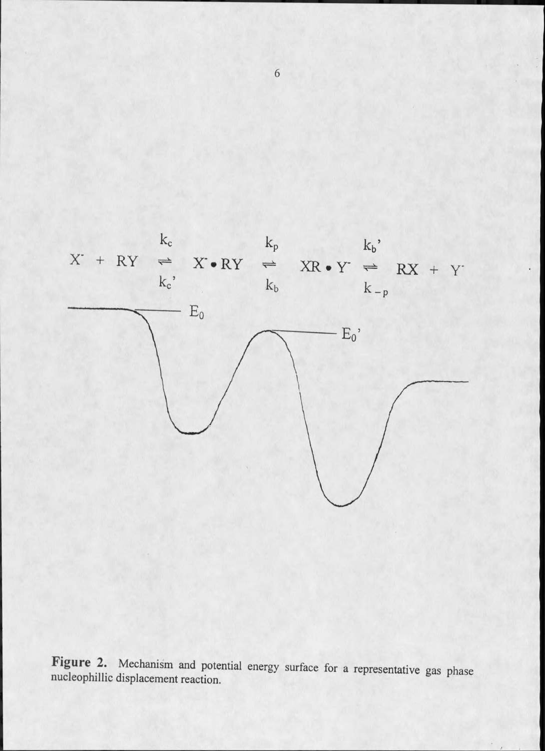$$X^- + RY \underset{k_c'}{\overset{k_c}{\rightleftharpoons}} X^- \bullet RY \underset{k_b}{\overset{k_p}{\rightleftharpoons}} XR \bullet Y^- \underset{k_{-p}}{\overset{k_b'}{\rightleftharpoons}} RX + Y^-$$

$E_0$

$E_0'$

**Figure 2.** Mechanism and potential energy surface for a representative gas phase nucleophillic displacement reaction.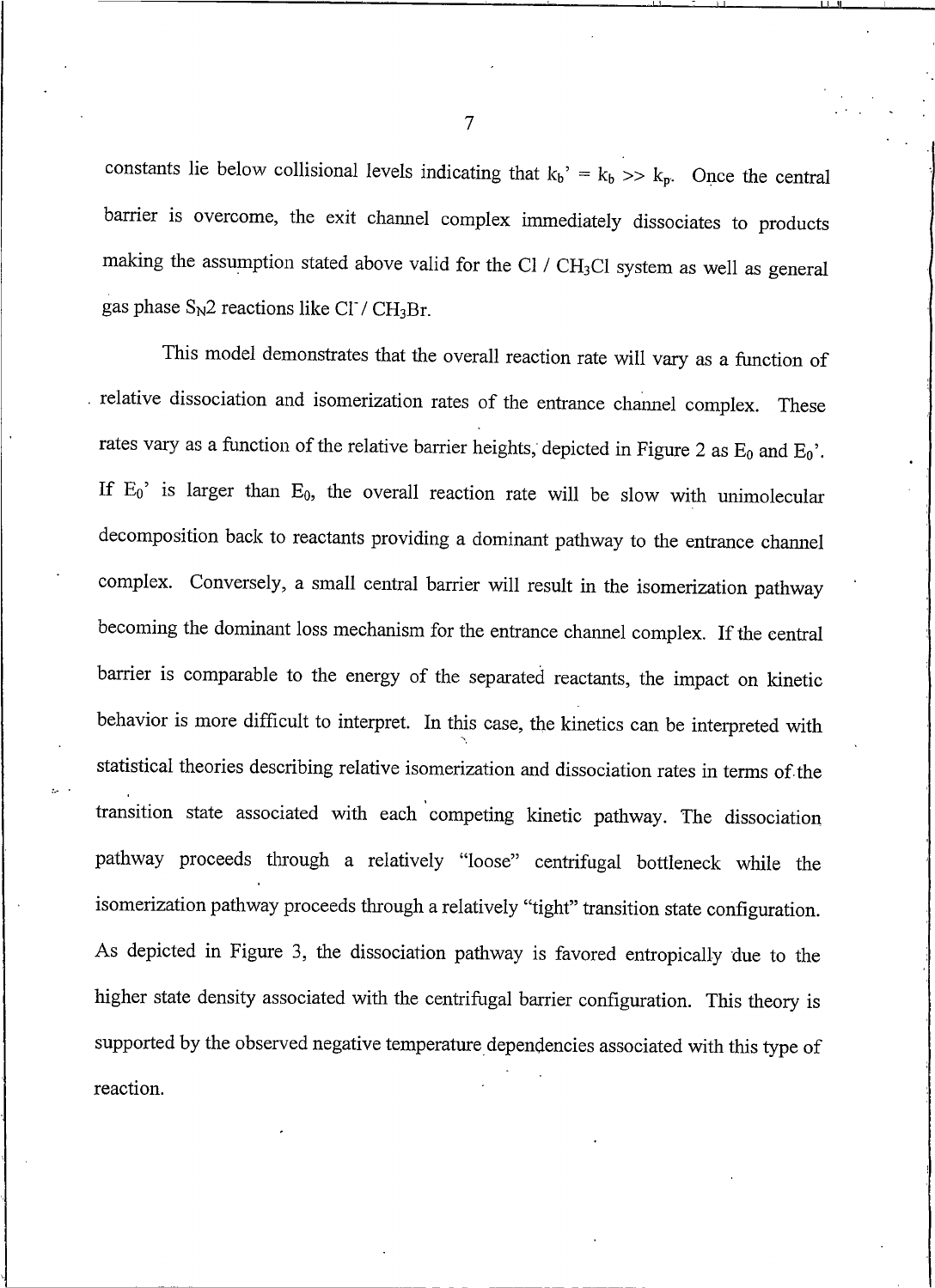constants lie below collisional levels indicating that $k_b' = k_b >> k_p$. Once the central barrier is overcome, the exit channel complex immediately dissociates to products making the assumption stated above valid for the Cl / $CH_3Cl$ system as well as general gas phase $S_N2$ reactions like $Cl^-$ / $CH_3Br$.

This model demonstrates that the overall reaction rate will vary as a function of relative dissociation and isomerization rates of the entrance channel complex. These rates vary as a function of the relative barrier heights, depicted in Figure 2 as $E_0$ and $E_0'$. If $E_0'$ is larger than $E_0$, the overall reaction rate will be slow with unimolecular decomposition back to reactants providing a dominant pathway to the entrance channel complex. Conversely, a small central barrier will result in the isomerization pathway becoming the dominant loss mechanism for the entrance channel complex. If the central barrier is comparable to the energy of the separated reactants, the impact on kinetic behavior is more difficult to interpret. In this case, the kinetics can be interpreted with statistical theories describing relative isomerization and dissociation rates in terms of the transition state associated with each competing kinetic pathway. The dissociation pathway proceeds through a relatively "loose" centrifugal bottleneck while the isomerization pathway proceeds through a relatively "tight" transition state configuration. As depicted in Figure 3, the dissociation pathway is favored entropically due to the higher state density associated with the centrifugal barrier configuration. This theory is supported by the observed negative temperature dependencies associated with this type of reaction.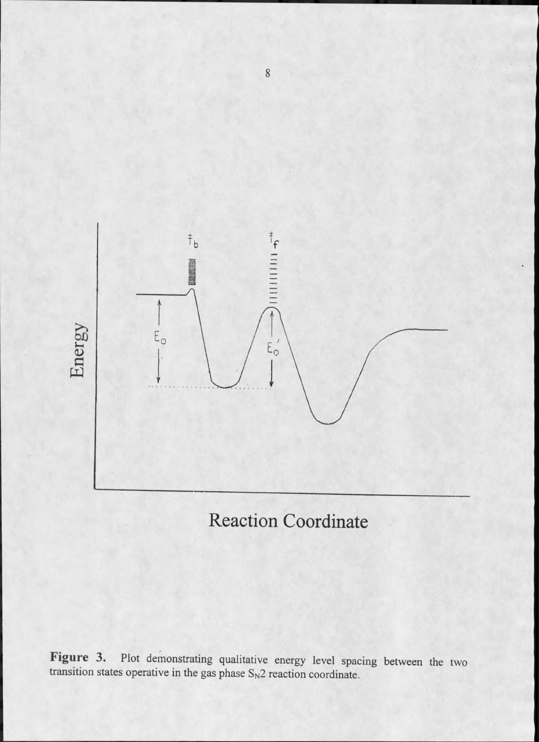**Figure 3.** Plot demonstrating qualitative energy level spacing between the two transition states operative in the gas phase $S_N2$ reaction coordinate.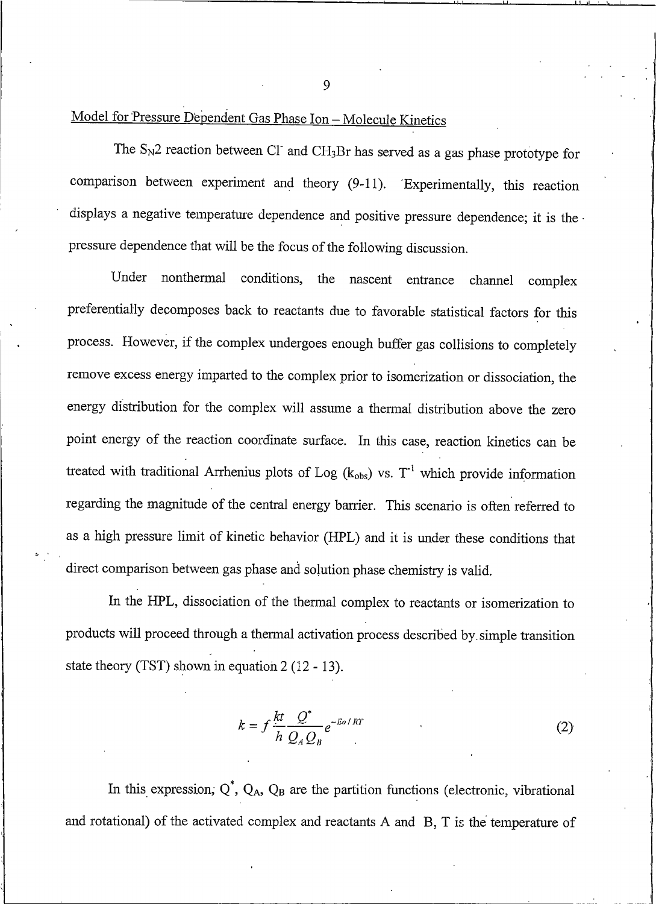## Model for Pressure Dependent Gas Phase Ion – Molecule Kinetics

The $S_N2$ reaction between $Cl^-$ and $CH_3Br$ has served as a gas phase prototype for comparison between experiment and theory (9-11). Experimentally, this reaction displays a negative temperature dependence and positive pressure dependence; it is the pressure dependence that will be the focus of the following discussion.

Under nonthermal conditions, the nascent entrance channel complex preferentially decomposes back to reactants due to favorable statistical factors for this process. However, if the complex undergoes enough buffer gas collisions to completely remove excess energy imparted to the complex prior to isomerization or dissociation, the energy distribution for the complex will assume a thermal distribution above the zero point energy of the reaction coordinate surface. In this case, reaction kinetics can be treated with traditional Arrhenius plots of Log ($k_{obs}$) vs. $T^{-1}$ which provide information regarding the magnitude of the central energy barrier. This scenario is often referred to as a high pressure limit of kinetic behavior (HPL) and it is under these conditions that direct comparison between gas phase and solution phase chemistry is valid.

In the HPL, dissociation of the thermal complex to reactants or isomerization to products will proceed through a thermal activation process described by simple transition state theory (TST) shown in equation 2 (12 - 13).

$$k = f\frac{kt}{h}\frac{Q^*}{Q_A Q_B}e^{-Eo/RT} \tag{2}$$

In this expression, $Q^*$, $Q_A$, $Q_B$ are the partition functions (electronic, vibrational and rotational) of the activated complex and reactants A and B, T is the temperature of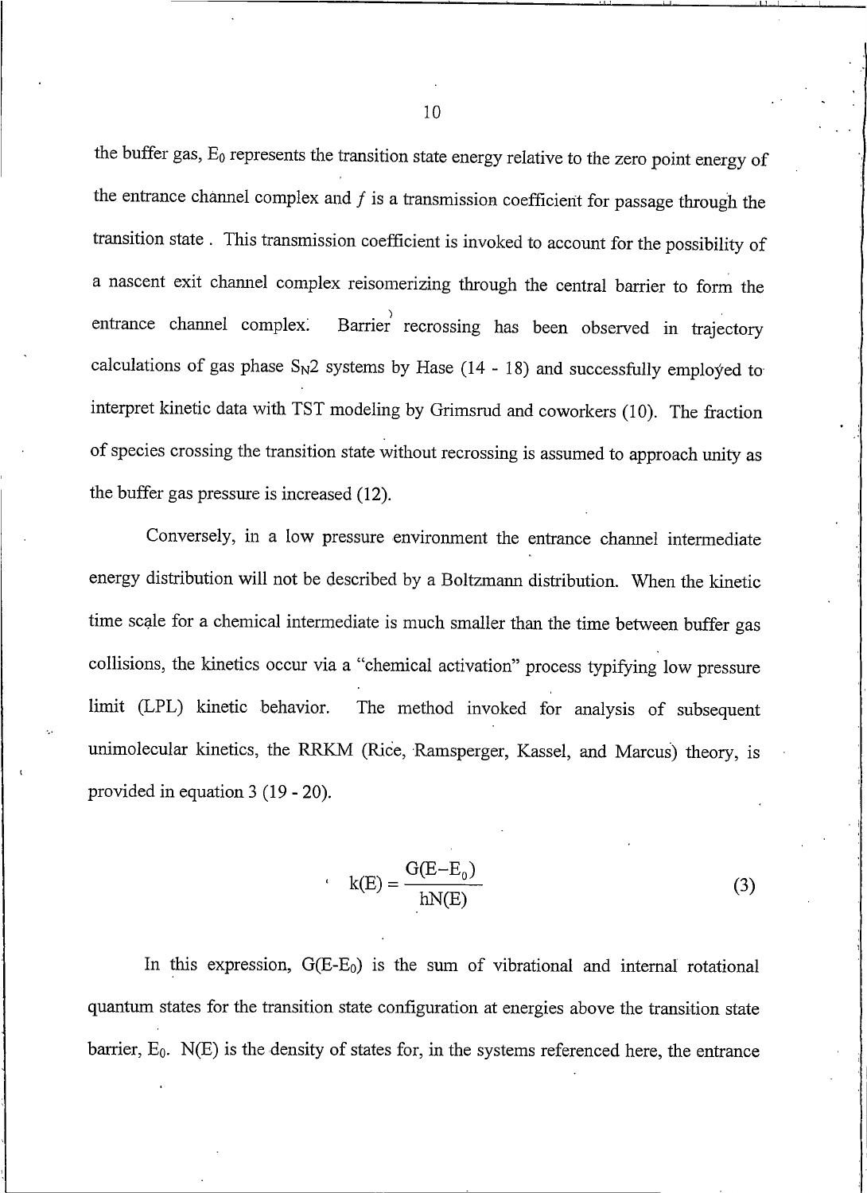the buffer gas, $E_0$ represents the transition state energy relative to the zero point energy of the entrance channel complex and $f$ is a transmission coefficient for passage through the transition state . This transmission coefficient is invoked to account for the possibility of a nascent exit channel complex reisomerizing through the central barrier to form the entrance channel complex. Barrier recrossing has been observed in trajectory calculations of gas phase $S_N2$ systems by Hase (14 - 18) and successfully employed to interpret kinetic data with TST modeling by Grimsrud and coworkers (10). The fraction of species crossing the transition state without recrossing is assumed to approach unity as the buffer gas pressure is increased (12).

Conversely, in a low pressure environment the entrance channel intermediate energy distribution will not be described by a Boltzmann distribution. When the kinetic time scale for a chemical intermediate is much smaller than the time between buffer gas collisions, the kinetics occur via a "chemical activation" process typifying low pressure limit (LPL) kinetic behavior. The method invoked for analysis of subsequent unimolecular kinetics, the RRKM (Rice, Ramsperger, Kassel, and Marcus) theory, is provided in equation 3 (19 - 20).

$$k(E) = \frac{G(E - E_0)}{hN(E)} \tag{3}$$

In this expression, $G(E-E_0)$ is the sum of vibrational and internal rotational quantum states for the transition state configuration at energies above the transition state barrier, $E_0$. $N(E)$ is the density of states for, in the systems referenced here, the entrance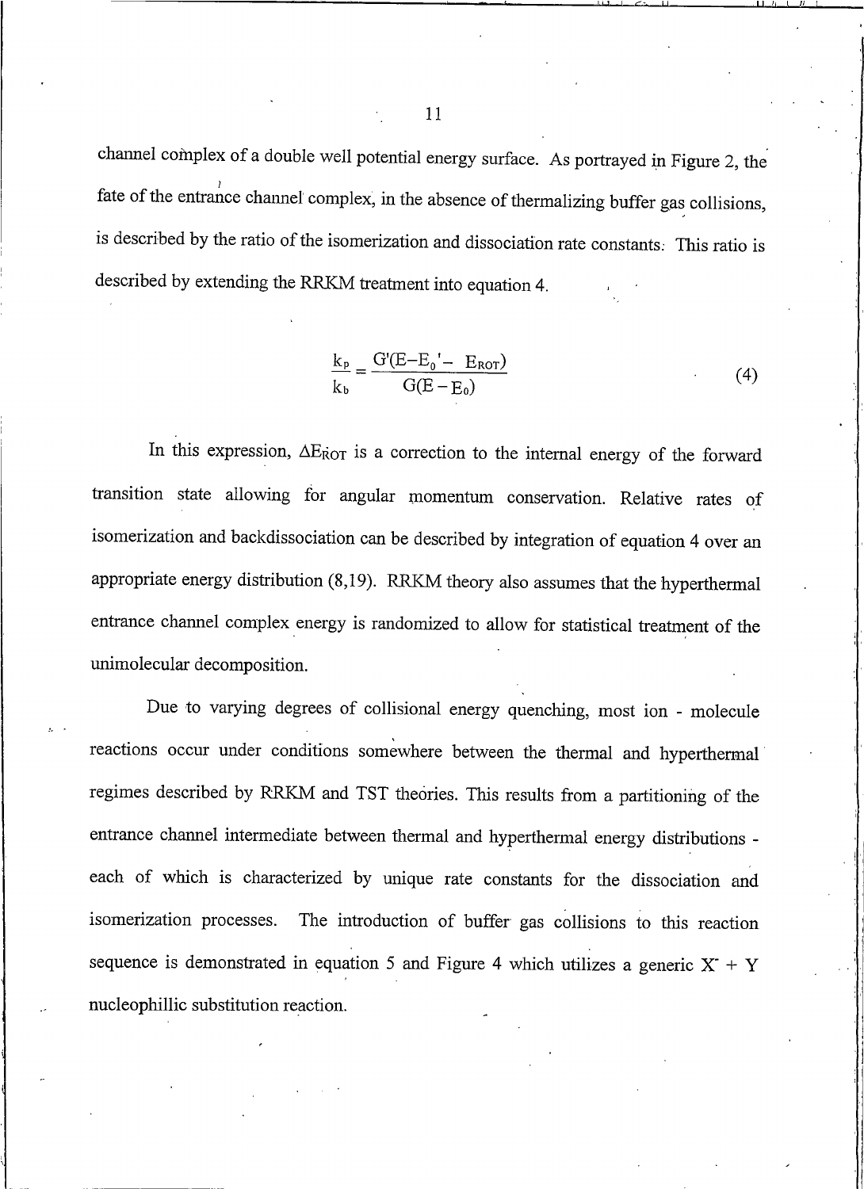channel complex of a double well potential energy surface. As portrayed in Figure 2, the fate of the entrance channel complex, in the absence of thermalizing buffer gas collisions, is described by the ratio of the isomerization and dissociation rate constants. This ratio is described by extending the RRKM treatment into equation 4.

$$\frac{k_p}{k_b} = \frac{G'(E - E_0' - E_{ROT})}{G(E - E_0)} \tag{4}$$

In this expression, $\Delta E_{ROT}$ is a correction to the internal energy of the forward transition state allowing for angular momentum conservation. Relative rates of isomerization and backdissociation can be described by integration of equation 4 over an appropriate energy distribution (8,19). RRKM theory also assumes that the hyperthermal entrance channel complex energy is randomized to allow for statistical treatment of the unimolecular decomposition.

Due to varying degrees of collisional energy quenching, most ion - molecule reactions occur under conditions somewhere between the thermal and hyperthermal regimes described by RRKM and TST theories. This results from a partitioning of the entrance channel intermediate between thermal and hyperthermal energy distributions - each of which is characterized by unique rate constants for the dissociation and isomerization processes. The introduction of buffer gas collisions to this reaction sequence is demonstrated in equation 5 and Figure 4 which utilizes a generic $X^- + Y$ nucleophillic substitution reaction.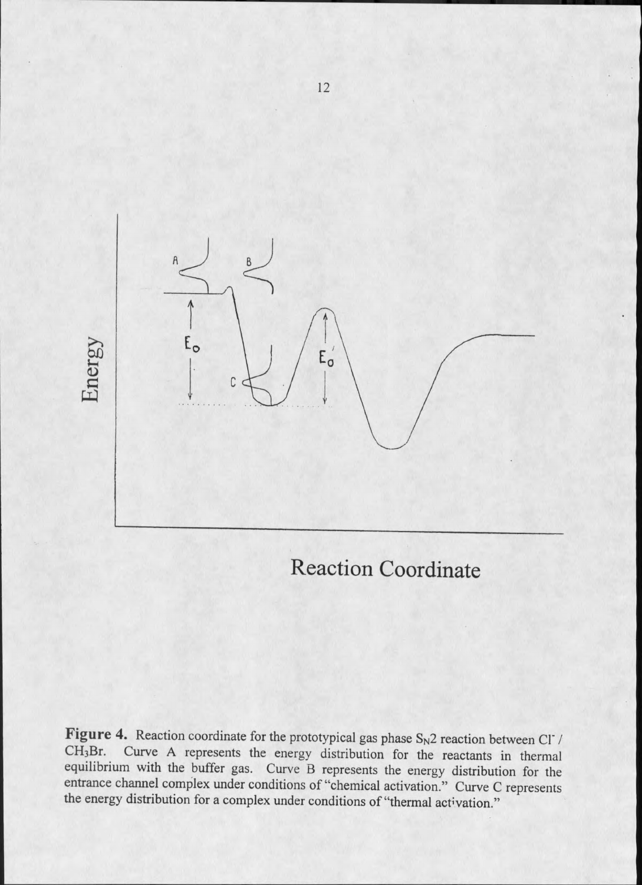**Figure 4.** Reaction coordinate for the prototypical gas phase $S_N2$ reaction between $Cl^-$ / $CH_3Br$. Curve A represents the energy distribution for the reactants in thermal equilibrium with the buffer gas. Curve B represents the energy distribution for the entrance channel complex under conditions of "chemical activation." Curve C represents the energy distribution for a complex under conditions of "thermal activation."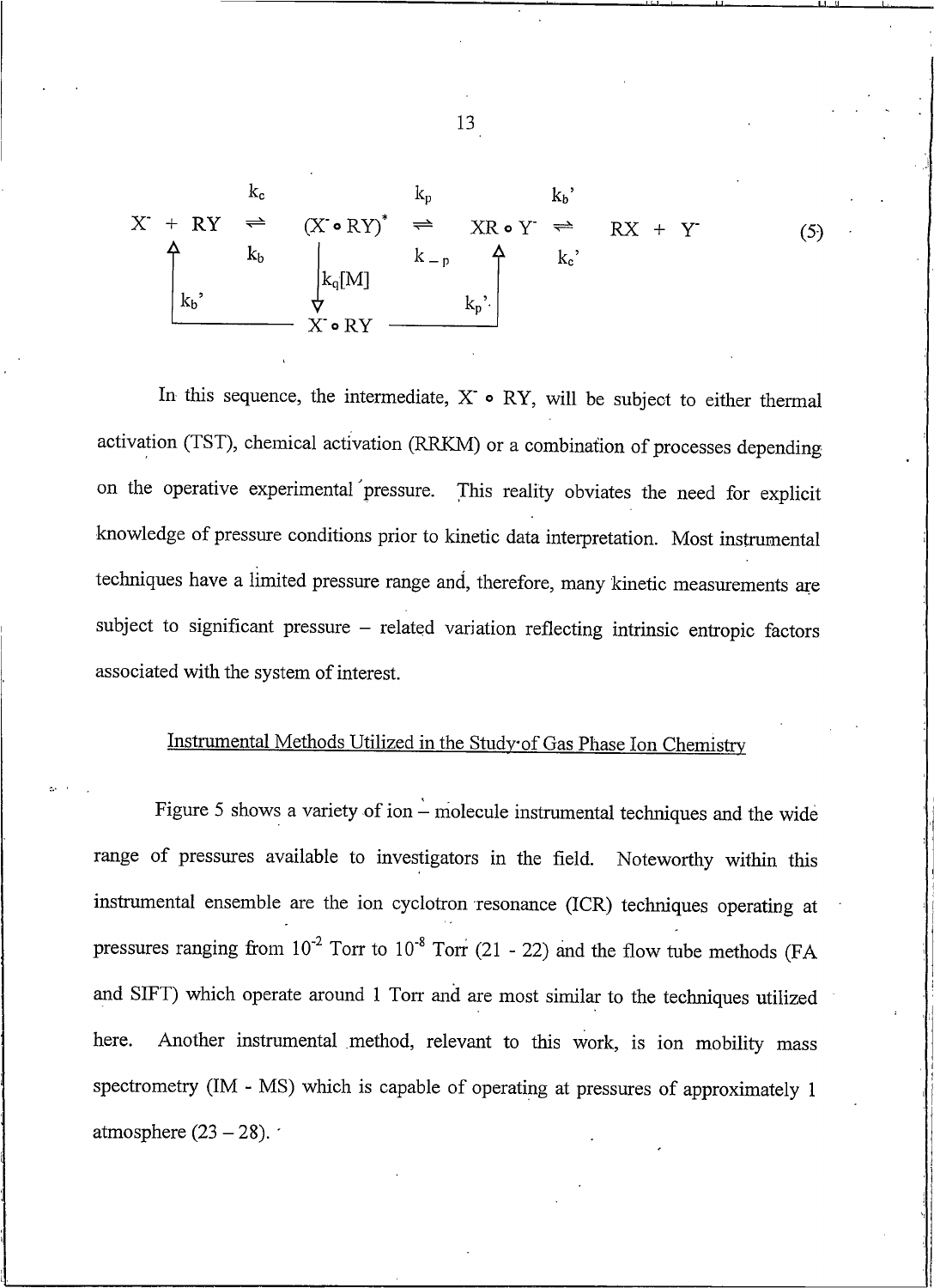$$X^- + RY \underset{k_b}{\overset{k_c}{\rightleftharpoons}} (X^- \circ RY)^* \underset{k_{-p}}{\overset{k_p}{\rightleftharpoons}} XR \circ Y^- \underset{k_c'}{\overset{k_b'}{\rightleftharpoons}} RX + Y^- \tag{5}$$

$$(X^- \circ RY)^* \xrightarrow{k_q[M]} X^- \circ RY; \quad X^- \circ RY \xrightarrow{k_b'} X^- + RY; \quad X^- \circ RY \xrightarrow{k_p'} XR \circ Y^-$$

In this sequence, the intermediate, $X^- \circ RY$, will be subject to either thermal activation (TST), chemical activation (RRKM) or a combination of processes depending on the operative experimental pressure. This reality obviates the need for explicit knowledge of pressure conditions prior to kinetic data interpretation. Most instrumental techniques have a limited pressure range and, therefore, many kinetic measurements are subject to significant pressure – related variation reflecting intrinsic entropic factors associated with the system of interest.

## Instrumental Methods Utilized in the Study of Gas Phase Ion Chemistry

Figure 5 shows a variety of ion – molecule instrumental techniques and the wide range of pressures available to investigators in the field. Noteworthy within this instrumental ensemble are the ion cyclotron resonance (ICR) techniques operating at pressures ranging from $10^{-2}$ Torr to $10^{-8}$ Torr (21 - 22) and the flow tube methods (FA and SIFT) which operate around 1 Torr and are most similar to the techniques utilized here. Another instrumental method, relevant to this work, is ion mobility mass spectrometry (IM - MS) which is capable of operating at pressures of approximately 1 atmosphere (23 – 28).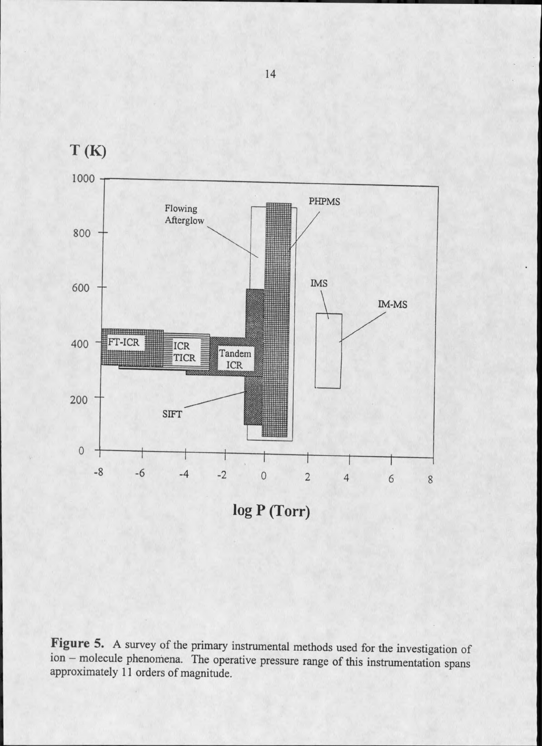**Figure 5.** A survey of the primary instrumental methods used for the investigation of ion – molecule phenomena. The operative pressure range of this instrumentation spans approximately 11 orders of magnitude.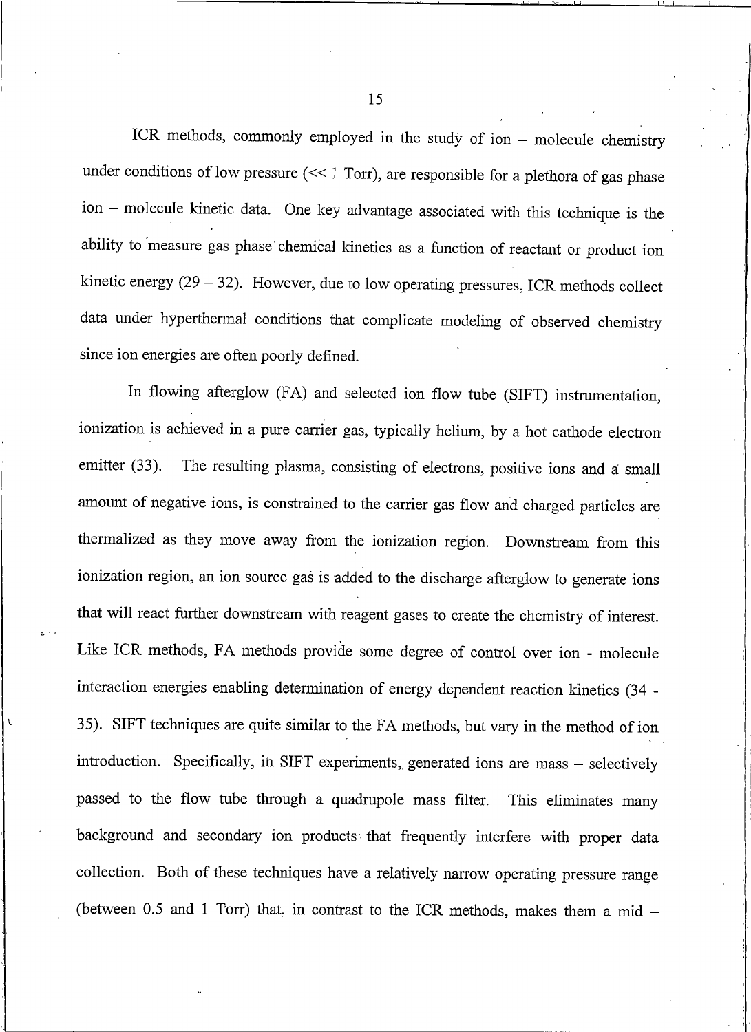ICR methods, commonly employed in the study of ion – molecule chemistry under conditions of low pressure (<< 1 Torr), are responsible for a plethora of gas phase ion – molecule kinetic data. One key advantage associated with this technique is the ability to measure gas phase chemical kinetics as a function of reactant or product ion kinetic energy (29 – 32). However, due to low operating pressures, ICR methods collect data under hyperthermal conditions that complicate modeling of observed chemistry since ion energies are often poorly defined.

In flowing afterglow (FA) and selected ion flow tube (SIFT) instrumentation, ionization is achieved in a pure carrier gas, typically helium, by a hot cathode electron emitter (33). The resulting plasma, consisting of electrons, positive ions and a small amount of negative ions, is constrained to the carrier gas flow and charged particles are thermalized as they move away from the ionization region. Downstream from this ionization region, an ion source gas is added to the discharge afterglow to generate ions that will react further downstream with reagent gases to create the chemistry of interest. Like ICR methods, FA methods provide some degree of control over ion - molecule interaction energies enabling determination of energy dependent reaction kinetics (34 - 35). SIFT techniques are quite similar to the FA methods, but vary in the method of ion introduction. Specifically, in SIFT experiments, generated ions are mass – selectively passed to the flow tube through a quadrupole mass filter. This eliminates many background and secondary ion products that frequently interfere with proper data collection. Both of these techniques have a relatively narrow operating pressure range (between 0.5 and 1 Torr) that, in contrast to the ICR methods, makes them a mid –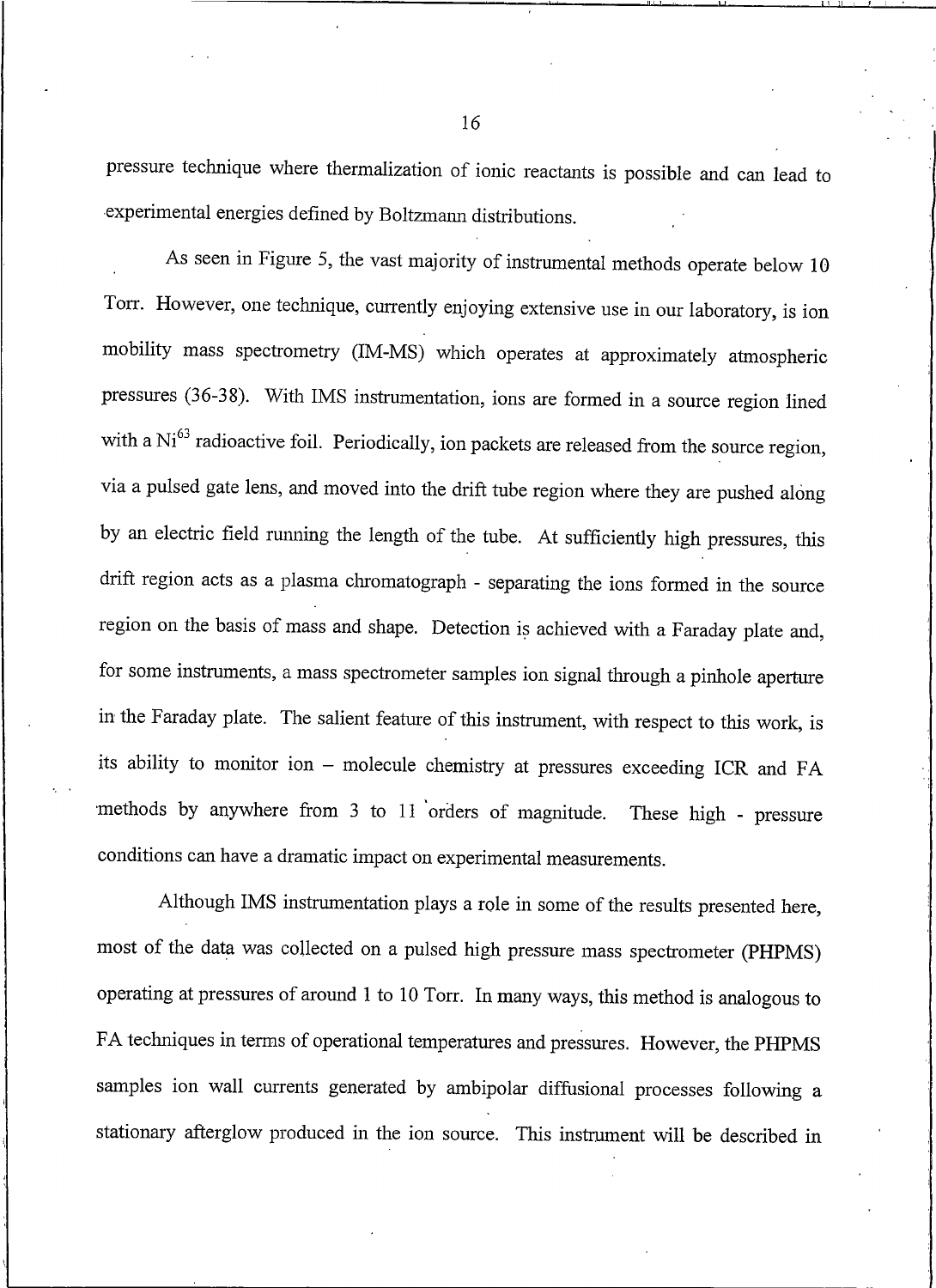pressure technique where thermalization of ionic reactants is possible and can lead to experimental energies defined by Boltzmann distributions.

As seen in Figure 5, the vast majority of instrumental methods operate below 10 Torr. However, one technique, currently enjoying extensive use in our laboratory, is ion mobility mass spectrometry (IM-MS) which operates at approximately atmospheric pressures (36-38). With IMS instrumentation, ions are formed in a source region lined with a $Ni^{63}$ radioactive foil. Periodically, ion packets are released from the source region, via a pulsed gate lens, and moved into the drift tube region where they are pushed along by an electric field running the length of the tube. At sufficiently high pressures, this drift region acts as a plasma chromatograph - separating the ions formed in the source region on the basis of mass and shape. Detection is achieved with a Faraday plate and, for some instruments, a mass spectrometer samples ion signal through a pinhole aperture in the Faraday plate. The salient feature of this instrument, with respect to this work, is its ability to monitor ion – molecule chemistry at pressures exceeding ICR and FA methods by anywhere from 3 to 11 orders of magnitude. These high - pressure conditions can have a dramatic impact on experimental measurements.

Although IMS instrumentation plays a role in some of the results presented here, most of the data was collected on a pulsed high pressure mass spectrometer (PHPMS) operating at pressures of around 1 to 10 Torr. In many ways, this method is analogous to FA techniques in terms of operational temperatures and pressures. However, the PHPMS samples ion wall currents generated by ambipolar diffusional processes following a stationary afterglow produced in the ion source. This instrument will be described in